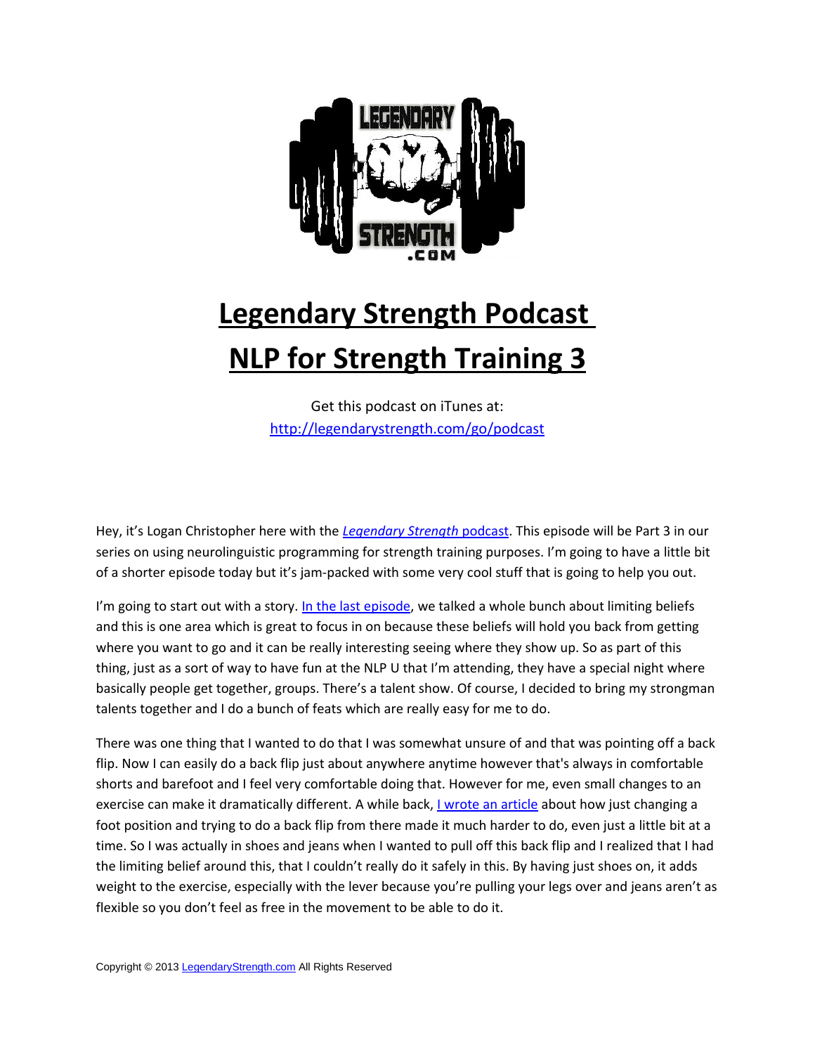# Legendary Strength Podcast
# NLP for Strength Training 3

Get this podcast on iTunes at:
http://legendarystrength.com/go/podcast

Hey, it's Logan Christopher here with the *Legendary Strength* podcast. This episode will be Part 3 in our series on using neurolinguistic programming for strength training purposes. I'm going to have a little bit of a shorter episode today but it's jam-packed with some very cool stuff that is going to help you out.

I'm going to start out with a story. In the last episode, we talked a whole bunch about limiting beliefs and this is one area which is great to focus in on because these beliefs will hold you back from getting where you want to go and it can be really interesting seeing where they show up. So as part of this thing, just as a sort of way to have fun at the NLP U that I'm attending, they have a special night where basically people get together, groups. There's a talent show. Of course, I decided to bring my strongman talents together and I do a bunch of feats which are really easy for me to do.

There was one thing that I wanted to do that I was somewhat unsure of and that was pointing off a back flip. Now I can easily do a back flip just about anywhere anytime however that's always in comfortable shorts and barefoot and I feel very comfortable doing that. However for me, even small changes to an exercise can make it dramatically different. A while back, I wrote an article about how just changing a foot position and trying to do a back flip from there made it much harder to do, even just a little bit at a time. So I was actually in shoes and jeans when I wanted to pull off this back flip and I realized that I had the limiting belief around this, that I couldn't really do it safely in this. By having just shoes on, it adds weight to the exercise, especially with the lever because you're pulling your legs over and jeans aren't as flexible so you don't feel as free in the movement to be able to do it.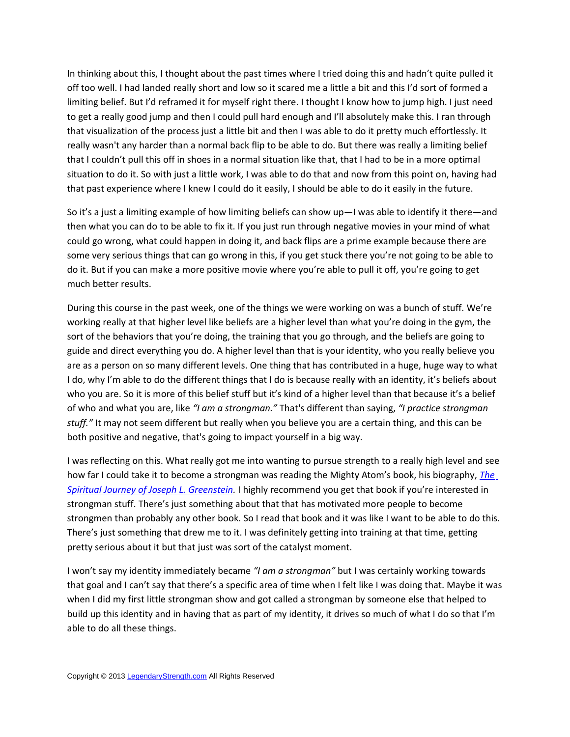In thinking about this, I thought about the past times where I tried doing this and hadn't quite pulled it off too well. I had landed really short and low so it scared me a little a bit and this I'd sort of formed a limiting belief. But I'd reframed it for myself right there. I thought I know how to jump high. I just need to get a really good jump and then I could pull hard enough and I'll absolutely make this. I ran through that visualization of the process just a little bit and then I was able to do it pretty much effortlessly. It really wasn't any harder than a normal back flip to be able to do. But there was really a limiting belief that I couldn't pull this off in shoes in a normal situation like that, that I had to be in a more optimal situation to do it. So with just a little work, I was able to do that and now from this point on, having had that past experience where I knew I could do it easily, I should be able to do it easily in the future.

So it's a just a limiting example of how limiting beliefs can show up—I was able to identify it there—and then what you can do to be able to fix it. If you just run through negative movies in your mind of what could go wrong, what could happen in doing it, and back flips are a prime example because there are some very serious things that can go wrong in this, if you get stuck there you're not going to be able to do it. But if you can make a more positive movie where you're able to pull it off, you're going to get much better results.

During this course in the past week, one of the things we were working on was a bunch of stuff. We're working really at that higher level like beliefs are a higher level than what you're doing in the gym, the sort of the behaviors that you're doing, the training that you go through, and the beliefs are going to guide and direct everything you do. A higher level than that is your identity, who you really believe you are as a person on so many different levels. One thing that has contributed in a huge, huge way to what I do, why I'm able to do the different things that I do is because really with an identity, it's beliefs about who you are. So it is more of this belief stuff but it's kind of a higher level than that because it's a belief of who and what you are, like *"I am a strongman."* That's different than saying, *"I practice strongman stuff."* It may not seem different but really when you believe you are a certain thing, and this can be both positive and negative, that's going to impact yourself in a big way.

I was reflecting on this. What really got me into wanting to pursue strength to a really high level and see how far I could take it to become a strongman was reading the Mighty Atom's book, his biography, *The Spiritual Journey of Joseph L. Greenstein.* I highly recommend you get that book if you're interested in strongman stuff. There's just something about that that has motivated more people to become strongmen than probably any other book. So I read that book and it was like I want to be able to do this. There's just something that drew me to it. I was definitely getting into training at that time, getting pretty serious about it but that just was sort of the catalyst moment.

I won't say my identity immediately became *"I am a strongman"* but I was certainly working towards that goal and I can't say that there's a specific area of time when I felt like I was doing that. Maybe it was when I did my first little strongman show and got called a strongman by someone else that helped to build up this identity and in having that as part of my identity, it drives so much of what I do so that I'm able to do all these things.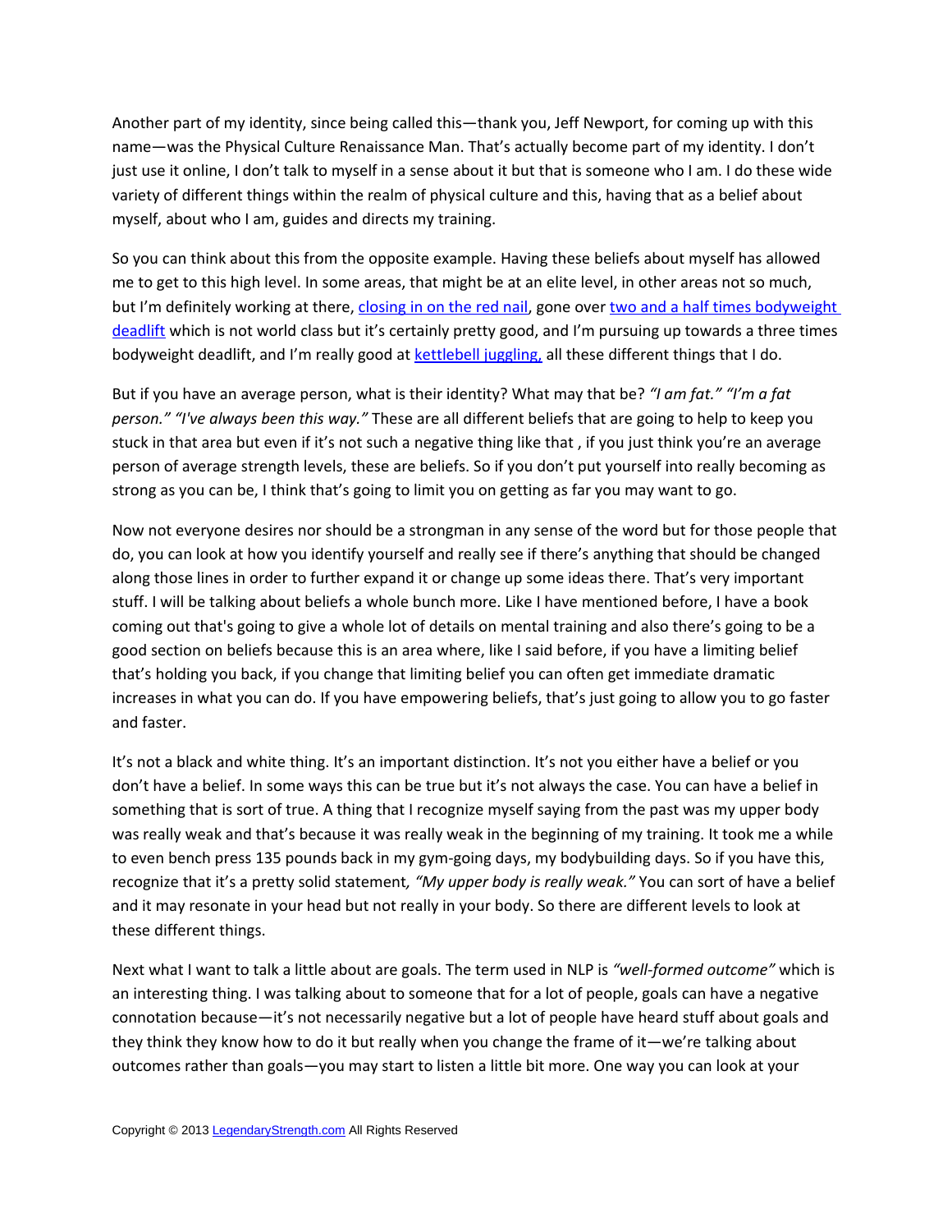Another part of my identity, since being called this—thank you, Jeff Newport, for coming up with this name—was the Physical Culture Renaissance Man. That's actually become part of my identity. I don't just use it online, I don't talk to myself in a sense about it but that is someone who I am. I do these wide variety of different things within the realm of physical culture and this, having that as a belief about myself, about who I am, guides and directs my training.

So you can think about this from the opposite example. Having these beliefs about myself has allowed me to get to this high level. In some areas, that might be at an elite level, in other areas not so much, but I'm definitely working at there, closing in on the red nail, gone over two and a half times bodyweight deadlift which is not world class but it's certainly pretty good, and I'm pursuing up towards a three times bodyweight deadlift, and I'm really good at kettlebell juggling, all these different things that I do.

But if you have an average person, what is their identity? What may that be? *"I am fat." "I'm a fat person." "I've always been this way."* These are all different beliefs that are going to help to keep you stuck in that area but even if it's not such a negative thing like that , if you just think you're an average person of average strength levels, these are beliefs. So if you don't put yourself into really becoming as strong as you can be, I think that's going to limit you on getting as far you may want to go.

Now not everyone desires nor should be a strongman in any sense of the word but for those people that do, you can look at how you identify yourself and really see if there's anything that should be changed along those lines in order to further expand it or change up some ideas there. That's very important stuff. I will be talking about beliefs a whole bunch more. Like I have mentioned before, I have a book coming out that's going to give a whole lot of details on mental training and also there's going to be a good section on beliefs because this is an area where, like I said before, if you have a limiting belief that's holding you back, if you change that limiting belief you can often get immediate dramatic increases in what you can do. If you have empowering beliefs, that's just going to allow you to go faster and faster.

It's not a black and white thing. It's an important distinction. It's not you either have a belief or you don't have a belief. In some ways this can be true but it's not always the case. You can have a belief in something that is sort of true. A thing that I recognize myself saying from the past was my upper body was really weak and that's because it was really weak in the beginning of my training. It took me a while to even bench press 135 pounds back in my gym-going days, my bodybuilding days. So if you have this, recognize that it's a pretty solid statement, *"My upper body is really weak."* You can sort of have a belief and it may resonate in your head but not really in your body. So there are different levels to look at these different things.

Next what I want to talk a little about are goals. The term used in NLP is *"well-formed outcome"* which is an interesting thing. I was talking about to someone that for a lot of people, goals can have a negative connotation because—it's not necessarily negative but a lot of people have heard stuff about goals and they think they know how to do it but really when you change the frame of it—we're talking about outcomes rather than goals—you may start to listen a little bit more. One way you can look at your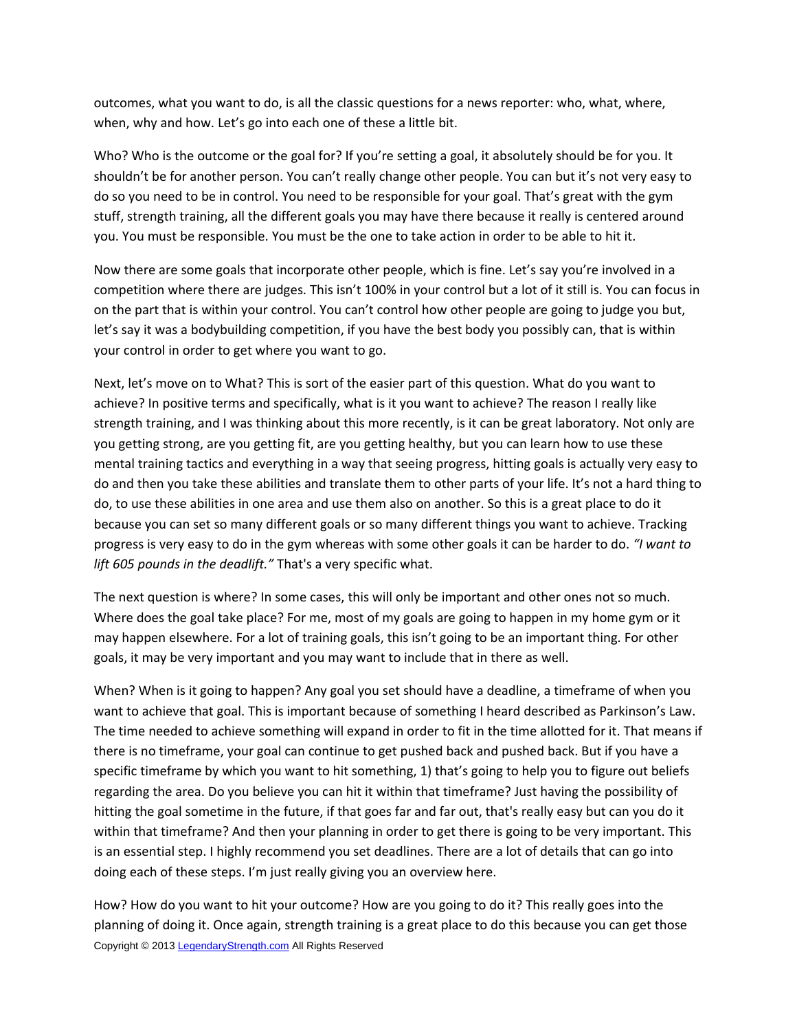outcomes, what you want to do, is all the classic questions for a news reporter: who, what, where, when, why and how. Let's go into each one of these a little bit.

Who? Who is the outcome or the goal for? If you're setting a goal, it absolutely should be for you. It shouldn't be for another person. You can't really change other people. You can but it's not very easy to do so you need to be in control. You need to be responsible for your goal. That's great with the gym stuff, strength training, all the different goals you may have there because it really is centered around you. You must be responsible. You must be the one to take action in order to be able to hit it.

Now there are some goals that incorporate other people, which is fine. Let's say you're involved in a competition where there are judges. This isn't 100% in your control but a lot of it still is. You can focus in on the part that is within your control. You can't control how other people are going to judge you but, let's say it was a bodybuilding competition, if you have the best body you possibly can, that is within your control in order to get where you want to go.

Next, let's move on to What? This is sort of the easier part of this question. What do you want to achieve? In positive terms and specifically, what is it you want to achieve? The reason I really like strength training, and I was thinking about this more recently, is it can be great laboratory. Not only are you getting strong, are you getting fit, are you getting healthy, but you can learn how to use these mental training tactics and everything in a way that seeing progress, hitting goals is actually very easy to do and then you take these abilities and translate them to other parts of your life. It's not a hard thing to do, to use these abilities in one area and use them also on another. So this is a great place to do it because you can set so many different goals or so many different things you want to achieve. Tracking progress is very easy to do in the gym whereas with some other goals it can be harder to do. *"I want to lift 605 pounds in the deadlift."* That's a very specific what.

The next question is where? In some cases, this will only be important and other ones not so much. Where does the goal take place? For me, most of my goals are going to happen in my home gym or it may happen elsewhere. For a lot of training goals, this isn't going to be an important thing. For other goals, it may be very important and you may want to include that in there as well.

When? When is it going to happen? Any goal you set should have a deadline, a timeframe of when you want to achieve that goal. This is important because of something I heard described as Parkinson's Law. The time needed to achieve something will expand in order to fit in the time allotted for it. That means if there is no timeframe, your goal can continue to get pushed back and pushed back. But if you have a specific timeframe by which you want to hit something, 1) that's going to help you to figure out beliefs regarding the area. Do you believe you can hit it within that timeframe? Just having the possibility of hitting the goal sometime in the future, if that goes far and far out, that's really easy but can you do it within that timeframe? And then your planning in order to get there is going to be very important. This is an essential step. I highly recommend you set deadlines. There are a lot of details that can go into doing each of these steps. I'm just really giving you an overview here.

How? How do you want to hit your outcome? How are you going to do it? This really goes into the planning of doing it. Once again, strength training is a great place to do this because you can get those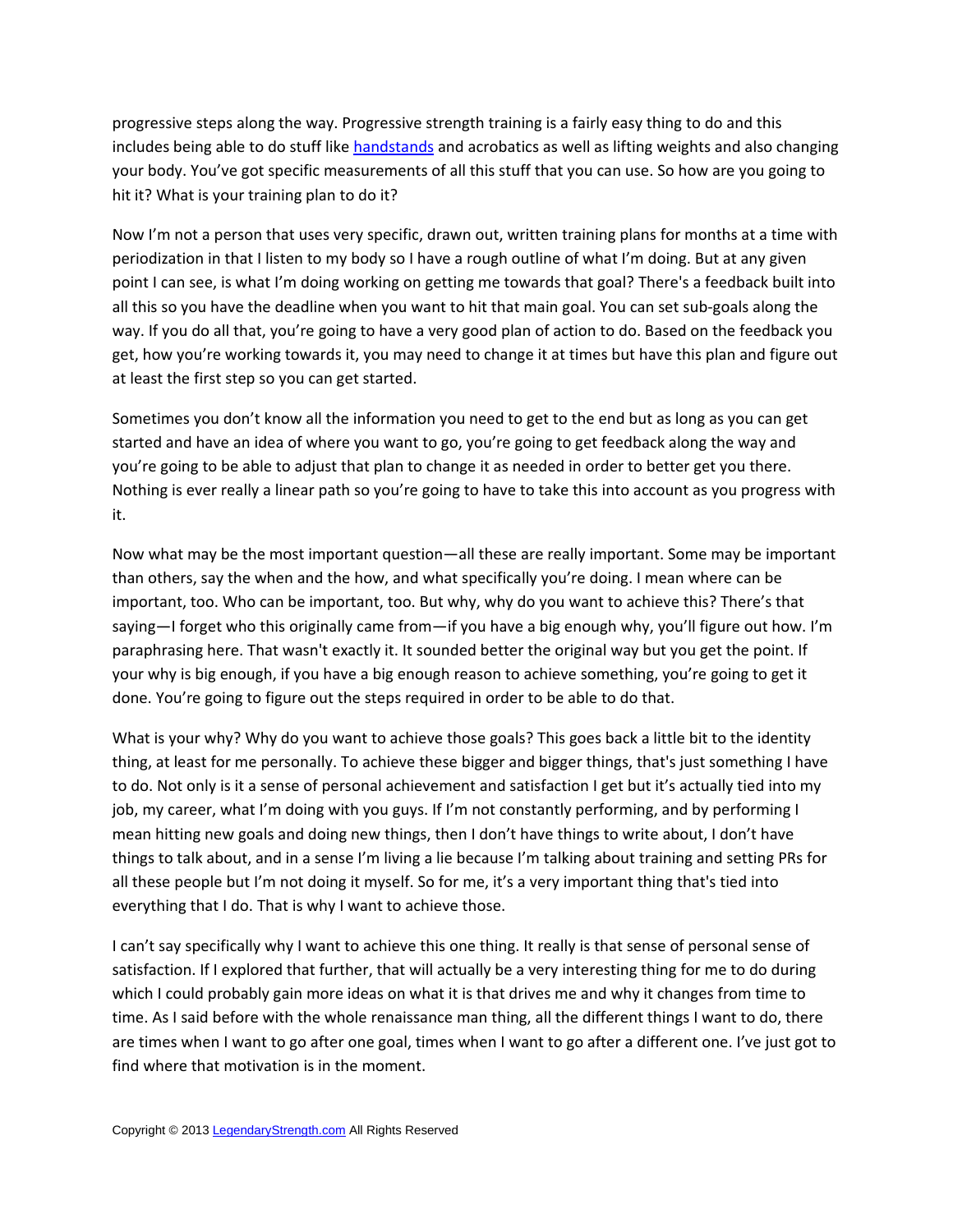progressive steps along the way. Progressive strength training is a fairly easy thing to do and this includes being able to do stuff like [handstands](handstands) and acrobatics as well as lifting weights and also changing your body. You've got specific measurements of all this stuff that you can use. So how are you going to hit it? What is your training plan to do it?

Now I'm not a person that uses very specific, drawn out, written training plans for months at a time with periodization in that I listen to my body so I have a rough outline of what I'm doing. But at any given point I can see, is what I'm doing working on getting me towards that goal? There's a feedback built into all this so you have the deadline when you want to hit that main goal. You can set sub-goals along the way. If you do all that, you're going to have a very good plan of action to do. Based on the feedback you get, how you're working towards it, you may need to change it at times but have this plan and figure out at least the first step so you can get started.

Sometimes you don't know all the information you need to get to the end but as long as you can get started and have an idea of where you want to go, you're going to get feedback along the way and you're going to be able to adjust that plan to change it as needed in order to better get you there. Nothing is ever really a linear path so you're going to have to take this into account as you progress with it.

Now what may be the most important question—all these are really important. Some may be important than others, say the when and the how, and what specifically you're doing. I mean where can be important, too. Who can be important, too. But why, why do you want to achieve this? There's that saying—I forget who this originally came from—if you have a big enough why, you'll figure out how. I'm paraphrasing here. That wasn't exactly it. It sounded better the original way but you get the point. If your why is big enough, if you have a big enough reason to achieve something, you're going to get it done. You're going to figure out the steps required in order to be able to do that.

What is your why? Why do you want to achieve those goals? This goes back a little bit to the identity thing, at least for me personally. To achieve these bigger and bigger things, that's just something I have to do. Not only is it a sense of personal achievement and satisfaction I get but it's actually tied into my job, my career, what I'm doing with you guys. If I'm not constantly performing, and by performing I mean hitting new goals and doing new things, then I don't have things to write about, I don't have things to talk about, and in a sense I'm living a lie because I'm talking about training and setting PRs for all these people but I'm not doing it myself. So for me, it's a very important thing that's tied into everything that I do. That is why I want to achieve those.

I can't say specifically why I want to achieve this one thing. It really is that sense of personal sense of satisfaction. If I explored that further, that will actually be a very interesting thing for me to do during which I could probably gain more ideas on what it is that drives me and why it changes from time to time. As I said before with the whole renaissance man thing, all the different things I want to do, there are times when I want to go after one goal, times when I want to go after a different one. I've just got to find where that motivation is in the moment.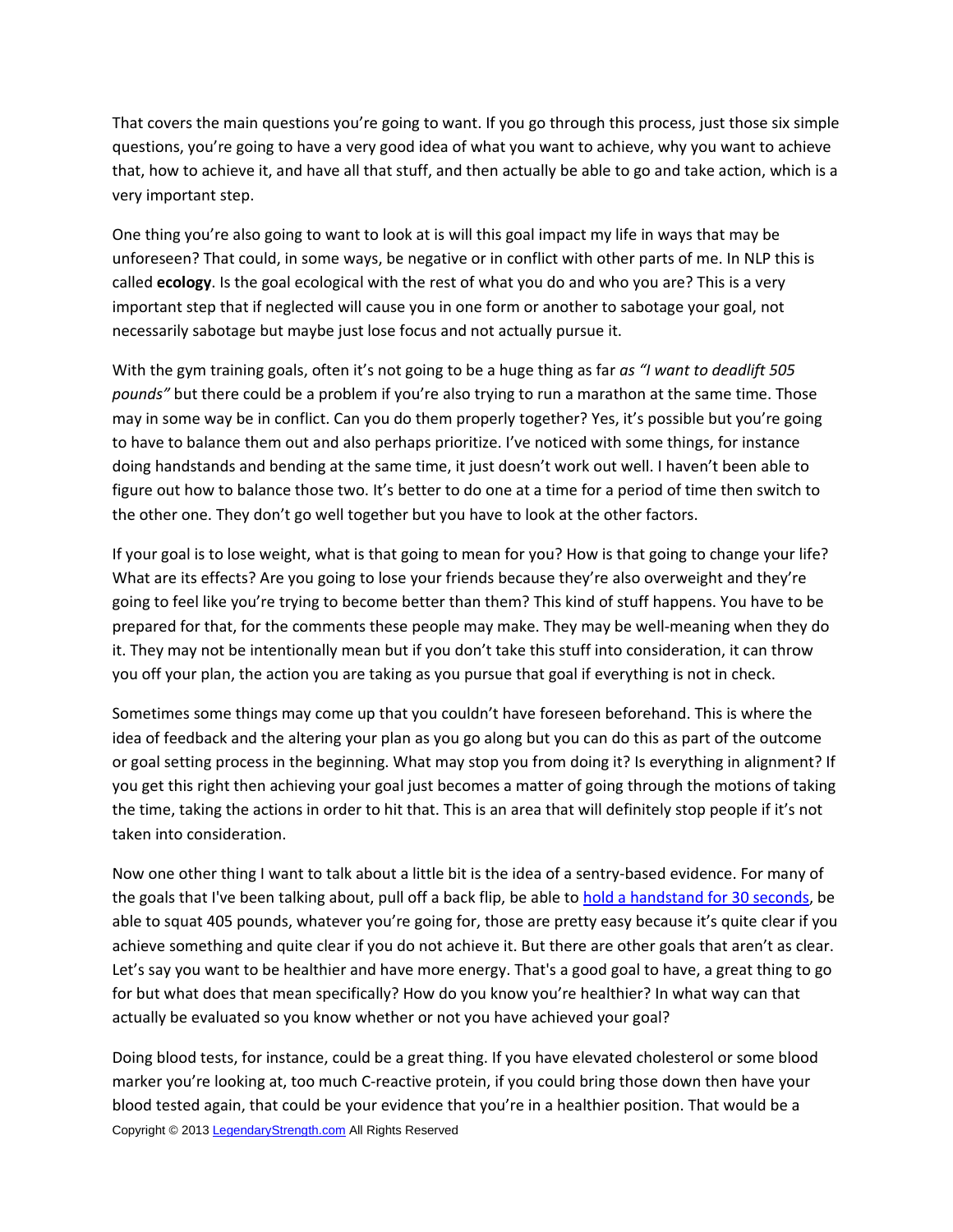That covers the main questions you're going to want. If you go through this process, just those six simple questions, you're going to have a very good idea of what you want to achieve, why you want to achieve that, how to achieve it, and have all that stuff, and then actually be able to go and take action, which is a very important step.

One thing you're also going to want to look at is will this goal impact my life in ways that may be unforeseen? That could, in some ways, be negative or in conflict with other parts of me. In NLP this is called **ecology**. Is the goal ecological with the rest of what you do and who you are? This is a very important step that if neglected will cause you in one form or another to sabotage your goal, not necessarily sabotage but maybe just lose focus and not actually pursue it.

With the gym training goals, often it's not going to be a huge thing as far *as "I want to deadlift 505 pounds"* but there could be a problem if you're also trying to run a marathon at the same time. Those may in some way be in conflict. Can you do them properly together? Yes, it's possible but you're going to have to balance them out and also perhaps prioritize. I've noticed with some things, for instance doing handstands and bending at the same time, it just doesn't work out well. I haven't been able to figure out how to balance those two. It's better to do one at a time for a period of time then switch to the other one. They don't go well together but you have to look at the other factors.

If your goal is to lose weight, what is that going to mean for you? How is that going to change your life? What are its effects? Are you going to lose your friends because they're also overweight and they're going to feel like you're trying to become better than them? This kind of stuff happens. You have to be prepared for that, for the comments these people may make. They may be well-meaning when they do it. They may not be intentionally mean but if you don't take this stuff into consideration, it can throw you off your plan, the action you are taking as you pursue that goal if everything is not in check.

Sometimes some things may come up that you couldn't have foreseen beforehand. This is where the idea of feedback and the altering your plan as you go along but you can do this as part of the outcome or goal setting process in the beginning. What may stop you from doing it? Is everything in alignment? If you get this right then achieving your goal just becomes a matter of going through the motions of taking the time, taking the actions in order to hit that. This is an area that will definitely stop people if it's not taken into consideration.

Now one other thing I want to talk about a little bit is the idea of a sentry-based evidence. For many of the goals that I've been talking about, pull off a back flip, be able to [hold a handstand for 30 seconds](), be able to squat 405 pounds, whatever you're going for, those are pretty easy because it's quite clear if you achieve something and quite clear if you do not achieve it. But there are other goals that aren't as clear. Let's say you want to be healthier and have more energy. That's a good goal to have, a great thing to go for but what does that mean specifically? How do you know you're healthier? In what way can that actually be evaluated so you know whether or not you have achieved your goal?

Doing blood tests, for instance, could be a great thing. If you have elevated cholesterol or some blood marker you're looking at, too much C-reactive protein, if you could bring those down then have your blood tested again, that could be your evidence that you're in a healthier position. That would be a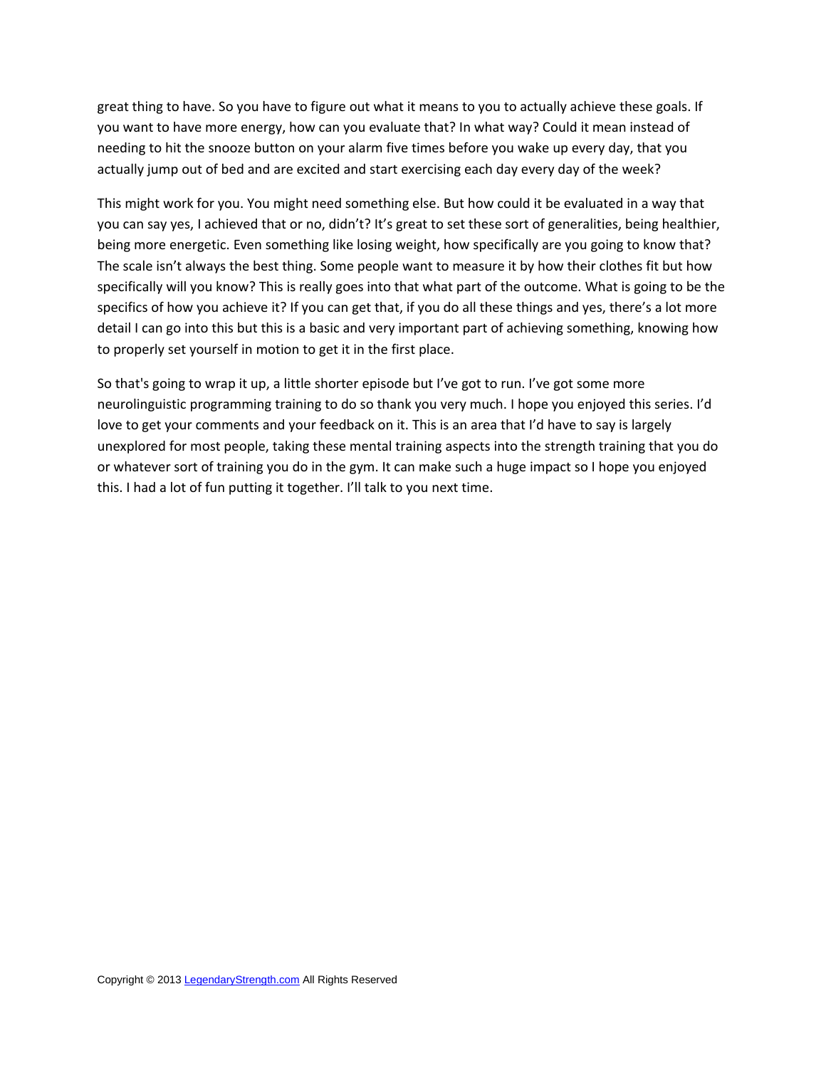great thing to have. So you have to figure out what it means to you to actually achieve these goals. If you want to have more energy, how can you evaluate that? In what way? Could it mean instead of needing to hit the snooze button on your alarm five times before you wake up every day, that you actually jump out of bed and are excited and start exercising each day every day of the week?

This might work for you. You might need something else. But how could it be evaluated in a way that you can say yes, I achieved that or no, didn't? It's great to set these sort of generalities, being healthier, being more energetic. Even something like losing weight, how specifically are you going to know that? The scale isn't always the best thing. Some people want to measure it by how their clothes fit but how specifically will you know? This is really goes into that what part of the outcome. What is going to be the specifics of how you achieve it? If you can get that, if you do all these things and yes, there's a lot more detail I can go into this but this is a basic and very important part of achieving something, knowing how to properly set yourself in motion to get it in the first place.

So that's going to wrap it up, a little shorter episode but I've got to run. I've got some more neurolinguistic programming training to do so thank you very much. I hope you enjoyed this series. I'd love to get your comments and your feedback on it. This is an area that I'd have to say is largely unexplored for most people, taking these mental training aspects into the strength training that you do or whatever sort of training you do in the gym. It can make such a huge impact so I hope you enjoyed this. I had a lot of fun putting it together. I'll talk to you next time.